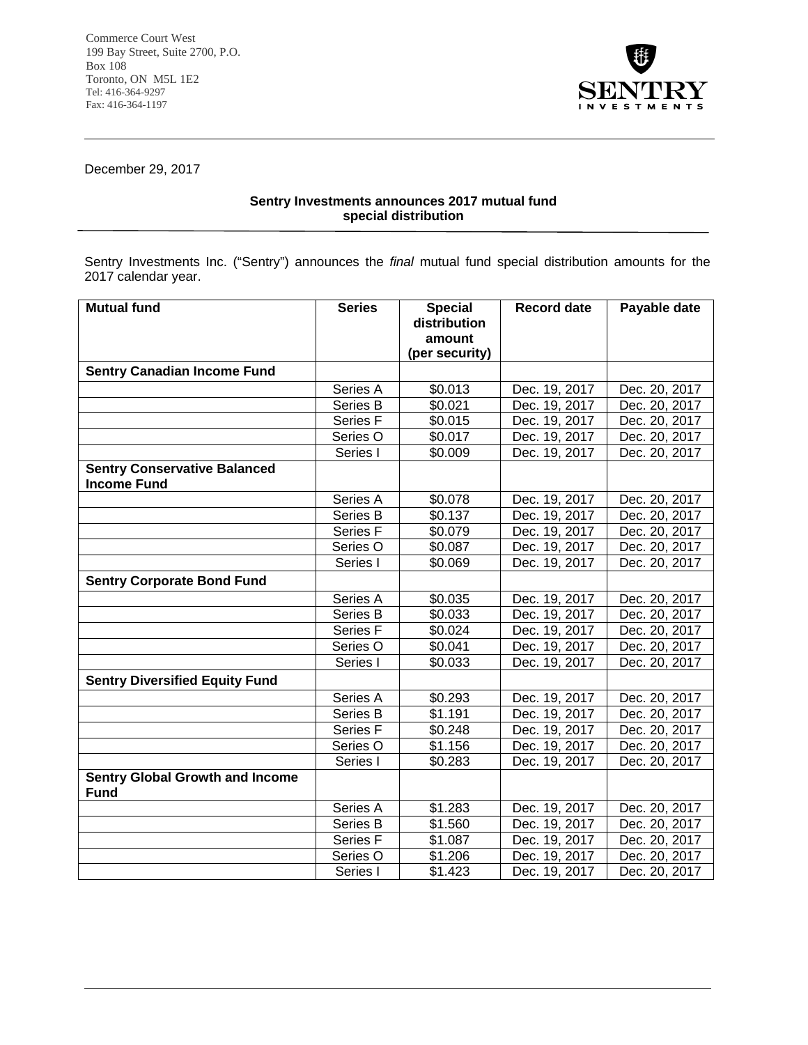Commerce Court West
199 Bay Street, Suite 2700, P.O. Box 108
Toronto, ON M5L 1E2
Tel: 416-364-9297
Fax: 416-364-1197

SENTRY INVESTMENTS

December 29, 2017

**Sentry Investments announces 2017 mutual fund special distribution**

Sentry Investments Inc. ("Sentry") announces the *final* mutual fund special distribution amounts for the 2017 calendar year.

| Mutual fund | Series | Special distribution amount (per security) | Record date | Payable date |
|---|---|---|---|---|
| **Sentry Canadian Income Fund** | | | | |
| | Series A | $0.013 | Dec. 19, 2017 | Dec. 20, 2017 |
| | Series B | $0.021 | Dec. 19, 2017 | Dec. 20, 2017 |
| | Series F | $0.015 | Dec. 19, 2017 | Dec. 20, 2017 |
| | Series O | $0.017 | Dec. 19, 2017 | Dec. 20, 2017 |
| | Series I | $0.009 | Dec. 19, 2017 | Dec. 20, 2017 |
| **Sentry Conservative Balanced Income Fund** | | | | |
| | Series A | $0.078 | Dec. 19, 2017 | Dec. 20, 2017 |
| | Series B | $0.137 | Dec. 19, 2017 | Dec. 20, 2017 |
| | Series F | $0.079 | Dec. 19, 2017 | Dec. 20, 2017 |
| | Series O | $0.087 | Dec. 19, 2017 | Dec. 20, 2017 |
| | Series I | $0.069 | Dec. 19, 2017 | Dec. 20, 2017 |
| **Sentry Corporate Bond Fund** | | | | |
| | Series A | $0.035 | Dec. 19, 2017 | Dec. 20, 2017 |
| | Series B | $0.033 | Dec. 19, 2017 | Dec. 20, 2017 |
| | Series F | $0.024 | Dec. 19, 2017 | Dec. 20, 2017 |
| | Series O | $0.041 | Dec. 19, 2017 | Dec. 20, 2017 |
| | Series I | $0.033 | Dec. 19, 2017 | Dec. 20, 2017 |
| **Sentry Diversified Equity Fund** | | | | |
| | Series A | $0.293 | Dec. 19, 2017 | Dec. 20, 2017 |
| | Series B | $1.191 | Dec. 19, 2017 | Dec. 20, 2017 |
| | Series F | $0.248 | Dec. 19, 2017 | Dec. 20, 2017 |
| | Series O | $1.156 | Dec. 19, 2017 | Dec. 20, 2017 |
| | Series I | $0.283 | Dec. 19, 2017 | Dec. 20, 2017 |
| **Sentry Global Growth and Income Fund** | | | | |
| | Series A | $1.283 | Dec. 19, 2017 | Dec. 20, 2017 |
| | Series B | $1.560 | Dec. 19, 2017 | Dec. 20, 2017 |
| | Series F | $1.087 | Dec. 19, 2017 | Dec. 20, 2017 |
| | Series O | $1.206 | Dec. 19, 2017 | Dec. 20, 2017 |
| | Series I | $1.423 | Dec. 19, 2017 | Dec. 20, 2017 |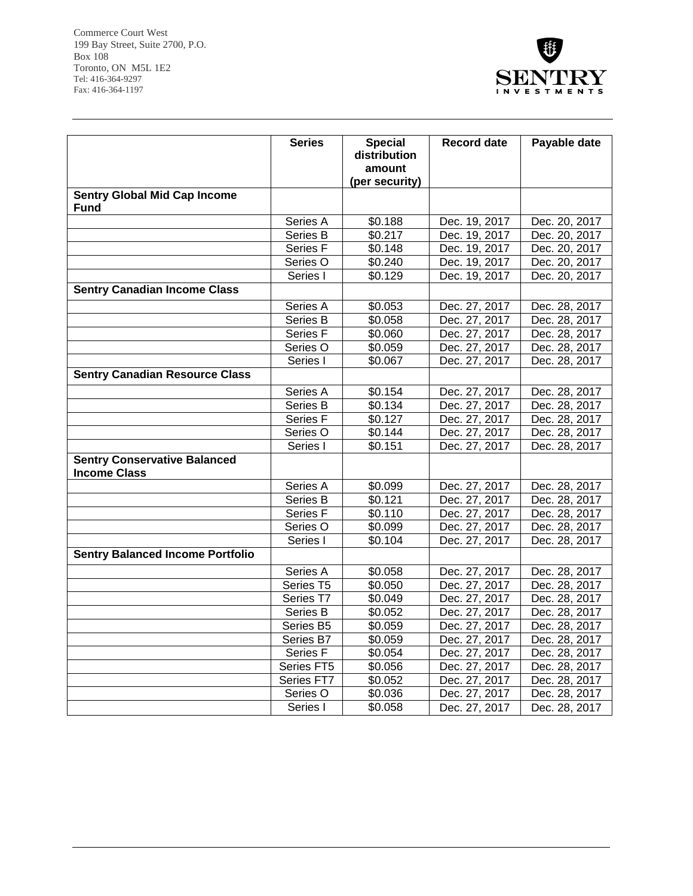Commerce Court West
199 Bay Street, Suite 2700, P.O.
Box 108
Toronto, ON M5L 1E2
Tel: 416-364-9297
Fax: 416-364-1197

| | Series | Special distribution amount (per security) | Record date | Payable date |
|---|---|---|---|---|
| **Sentry Global Mid Cap Income Fund** | | | | |
| | Series A | $0.188 | Dec. 19, 2017 | Dec. 20, 2017 |
| | Series B | $0.217 | Dec. 19, 2017 | Dec. 20, 2017 |
| | Series F | $0.148 | Dec. 19, 2017 | Dec. 20, 2017 |
| | Series O | $0.240 | Dec. 19, 2017 | Dec. 20, 2017 |
| | Series I | $0.129 | Dec. 19, 2017 | Dec. 20, 2017 |
| **Sentry Canadian Income Class** | | | | |
| | Series A | $0.053 | Dec. 27, 2017 | Dec. 28, 2017 |
| | Series B | $0.058 | Dec. 27, 2017 | Dec. 28, 2017 |
| | Series F | $0.060 | Dec. 27, 2017 | Dec. 28, 2017 |
| | Series O | $0.059 | Dec. 27, 2017 | Dec. 28, 2017 |
| | Series I | $0.067 | Dec. 27, 2017 | Dec. 28, 2017 |
| **Sentry Canadian Resource Class** | | | | |
| | Series A | $0.154 | Dec. 27, 2017 | Dec. 28, 2017 |
| | Series B | $0.134 | Dec. 27, 2017 | Dec. 28, 2017 |
| | Series F | $0.127 | Dec. 27, 2017 | Dec. 28, 2017 |
| | Series O | $0.144 | Dec. 27, 2017 | Dec. 28, 2017 |
| | Series I | $0.151 | Dec. 27, 2017 | Dec. 28, 2017 |
| **Sentry Conservative Balanced Income Class** | | | | |
| | Series A | $0.099 | Dec. 27, 2017 | Dec. 28, 2017 |
| | Series B | $0.121 | Dec. 27, 2017 | Dec. 28, 2017 |
| | Series F | $0.110 | Dec. 27, 2017 | Dec. 28, 2017 |
| | Series O | $0.099 | Dec. 27, 2017 | Dec. 28, 2017 |
| | Series I | $0.104 | Dec. 27, 2017 | Dec. 28, 2017 |
| **Sentry Balanced Income Portfolio** | | | | |
| | Series A | $0.058 | Dec. 27, 2017 | Dec. 28, 2017 |
| | Series T5 | $0.050 | Dec. 27, 2017 | Dec. 28, 2017 |
| | Series T7 | $0.049 | Dec. 27, 2017 | Dec. 28, 2017 |
| | Series B | $0.052 | Dec. 27, 2017 | Dec. 28, 2017 |
| | Series B5 | $0.059 | Dec. 27, 2017 | Dec. 28, 2017 |
| | Series B7 | $0.059 | Dec. 27, 2017 | Dec. 28, 2017 |
| | Series F | $0.054 | Dec. 27, 2017 | Dec. 28, 2017 |
| | Series FT5 | $0.056 | Dec. 27, 2017 | Dec. 28, 2017 |
| | Series FT7 | $0.052 | Dec. 27, 2017 | Dec. 28, 2017 |
| | Series O | $0.036 | Dec. 27, 2017 | Dec. 28, 2017 |
| | Series I | $0.058 | Dec. 27, 2017 | Dec. 28, 2017 |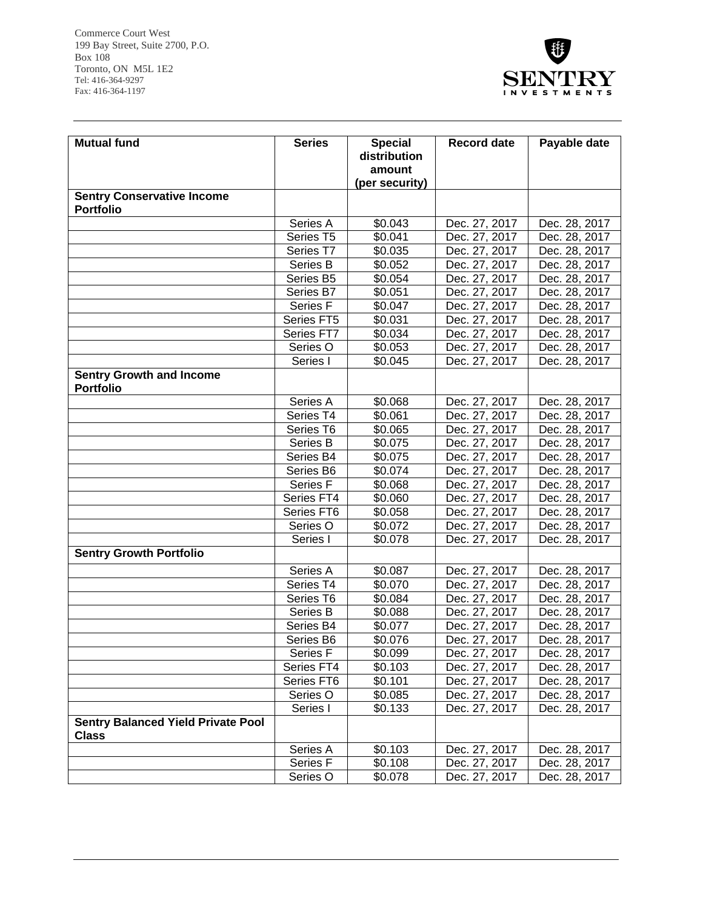Commerce Court West
199 Bay Street, Suite 2700, P.O. Box 108
Toronto, ON M5L 1E2
Tel: 416-364-9297
Fax: 416-364-1197

| Mutual fund | Series | Special distribution amount (per security) | Record date | Payable date |
|---|---|---|---|---|
| **Sentry Conservative Income Portfolio** | | | | |
| | Series A | $0.043 | Dec. 27, 2017 | Dec. 28, 2017 |
| | Series T5 | $0.041 | Dec. 27, 2017 | Dec. 28, 2017 |
| | Series T7 | $0.035 | Dec. 27, 2017 | Dec. 28, 2017 |
| | Series B | $0.052 | Dec. 27, 2017 | Dec. 28, 2017 |
| | Series B5 | $0.054 | Dec. 27, 2017 | Dec. 28, 2017 |
| | Series B7 | $0.051 | Dec. 27, 2017 | Dec. 28, 2017 |
| | Series F | $0.047 | Dec. 27, 2017 | Dec. 28, 2017 |
| | Series FT5 | $0.031 | Dec. 27, 2017 | Dec. 28, 2017 |
| | Series FT7 | $0.034 | Dec. 27, 2017 | Dec. 28, 2017 |
| | Series O | $0.053 | Dec. 27, 2017 | Dec. 28, 2017 |
| | Series I | $0.045 | Dec. 27, 2017 | Dec. 28, 2017 |
| **Sentry Growth and Income Portfolio** | | | | |
| | Series A | $0.068 | Dec. 27, 2017 | Dec. 28, 2017 |
| | Series T4 | $0.061 | Dec. 27, 2017 | Dec. 28, 2017 |
| | Series T6 | $0.065 | Dec. 27, 2017 | Dec. 28, 2017 |
| | Series B | $0.075 | Dec. 27, 2017 | Dec. 28, 2017 |
| | Series B4 | $0.075 | Dec. 27, 2017 | Dec. 28, 2017 |
| | Series B6 | $0.074 | Dec. 27, 2017 | Dec. 28, 2017 |
| | Series F | $0.068 | Dec. 27, 2017 | Dec. 28, 2017 |
| | Series FT4 | $0.060 | Dec. 27, 2017 | Dec. 28, 2017 |
| | Series FT6 | $0.058 | Dec. 27, 2017 | Dec. 28, 2017 |
| | Series O | $0.072 | Dec. 27, 2017 | Dec. 28, 2017 |
| | Series I | $0.078 | Dec. 27, 2017 | Dec. 28, 2017 |
| **Sentry Growth Portfolio** | | | | |
| | Series A | $0.087 | Dec. 27, 2017 | Dec. 28, 2017 |
| | Series T4 | $0.070 | Dec. 27, 2017 | Dec. 28, 2017 |
| | Series T6 | $0.084 | Dec. 27, 2017 | Dec. 28, 2017 |
| | Series B | $0.088 | Dec. 27, 2017 | Dec. 28, 2017 |
| | Series B4 | $0.077 | Dec. 27, 2017 | Dec. 28, 2017 |
| | Series B6 | $0.076 | Dec. 27, 2017 | Dec. 28, 2017 |
| | Series F | $0.099 | Dec. 27, 2017 | Dec. 28, 2017 |
| | Series FT4 | $0.103 | Dec. 27, 2017 | Dec. 28, 2017 |
| | Series FT6 | $0.101 | Dec. 27, 2017 | Dec. 28, 2017 |
| | Series O | $0.085 | Dec. 27, 2017 | Dec. 28, 2017 |
| | Series I | $0.133 | Dec. 27, 2017 | Dec. 28, 2017 |
| **Sentry Balanced Yield Private Pool Class** | | | | |
| | Series A | $0.103 | Dec. 27, 2017 | Dec. 28, 2017 |
| | Series F | $0.108 | Dec. 27, 2017 | Dec. 28, 2017 |
| | Series O | $0.078 | Dec. 27, 2017 | Dec. 28, 2017 |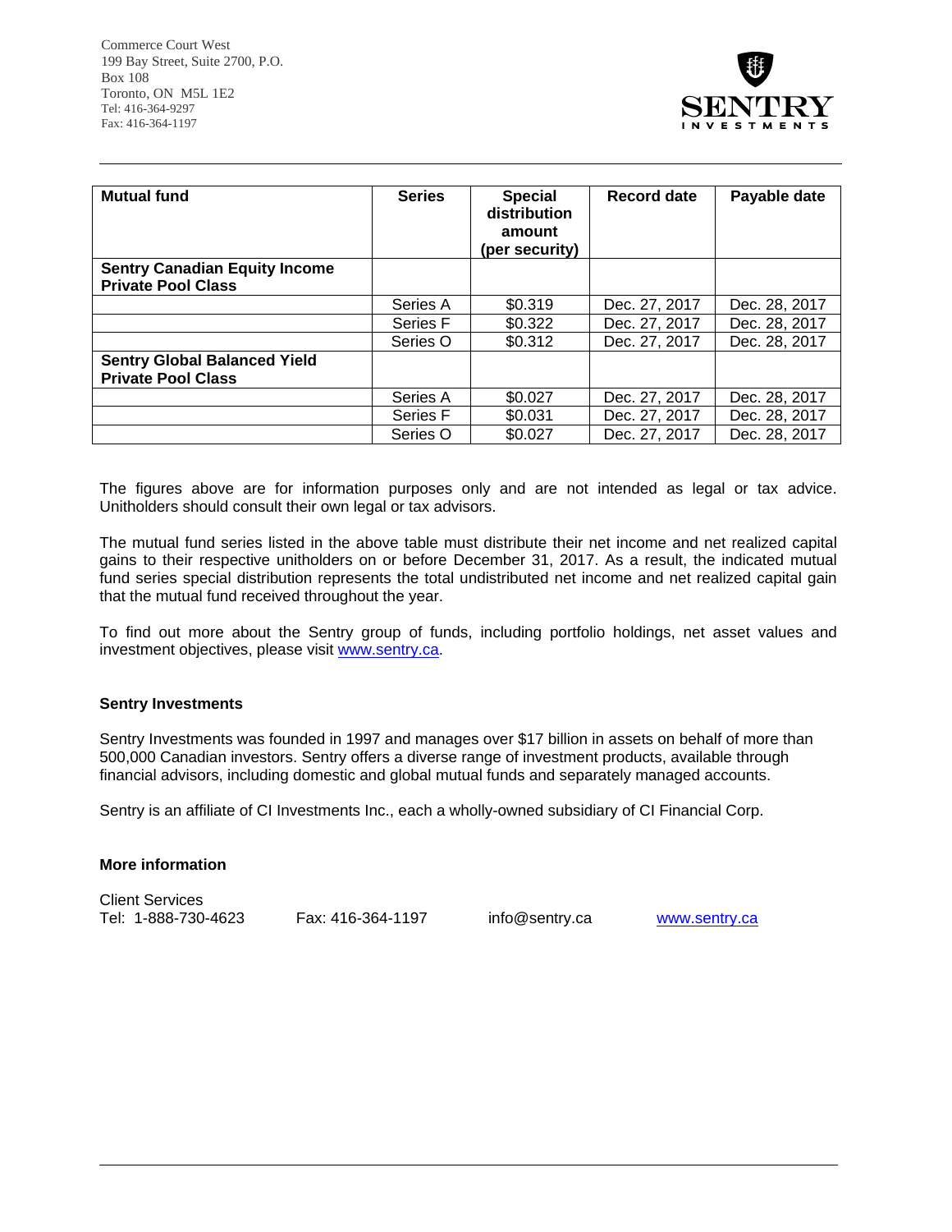Commerce Court West
199 Bay Street, Suite 2700, P.O. Box 108
Toronto, ON M5L 1E2
Tel: 416-364-9297
Fax: 416-364-1197

| Mutual fund | Series | Special distribution amount (per security) | Record date | Payable date |
|---|---|---|---|---|
| **Sentry Canadian Equity Income Private Pool Class** | | | | |
| | Series A | $0.319 | Dec. 27, 2017 | Dec. 28, 2017 |
| | Series F | $0.322 | Dec. 27, 2017 | Dec. 28, 2017 |
| | Series O | $0.312 | Dec. 27, 2017 | Dec. 28, 2017 |
| **Sentry Global Balanced Yield Private Pool Class** | | | | |
| | Series A | $0.027 | Dec. 27, 2017 | Dec. 28, 2017 |
| | Series F | $0.031 | Dec. 27, 2017 | Dec. 28, 2017 |
| | Series O | $0.027 | Dec. 27, 2017 | Dec. 28, 2017 |

The figures above are for information purposes only and are not intended as legal or tax advice. Unitholders should consult their own legal or tax advisors.

The mutual fund series listed in the above table must distribute their net income and net realized capital gains to their respective unitholders on or before December 31, 2017. As a result, the indicated mutual fund series special distribution represents the total undistributed net income and net realized capital gain that the mutual fund received throughout the year.

To find out more about the Sentry group of funds, including portfolio holdings, net asset values and investment objectives, please visit www.sentry.ca.

**Sentry Investments**

Sentry Investments was founded in 1997 and manages over $17 billion in assets on behalf of more than 500,000 Canadian investors. Sentry offers a diverse range of investment products, available through financial advisors, including domestic and global mutual funds and separately managed accounts.

Sentry is an affiliate of CI Investments Inc., each a wholly-owned subsidiary of CI Financial Corp.

**More information**

Client Services
Tel: 1-888-730-4623 Fax: 416-364-1197 info@sentry.ca www.sentry.ca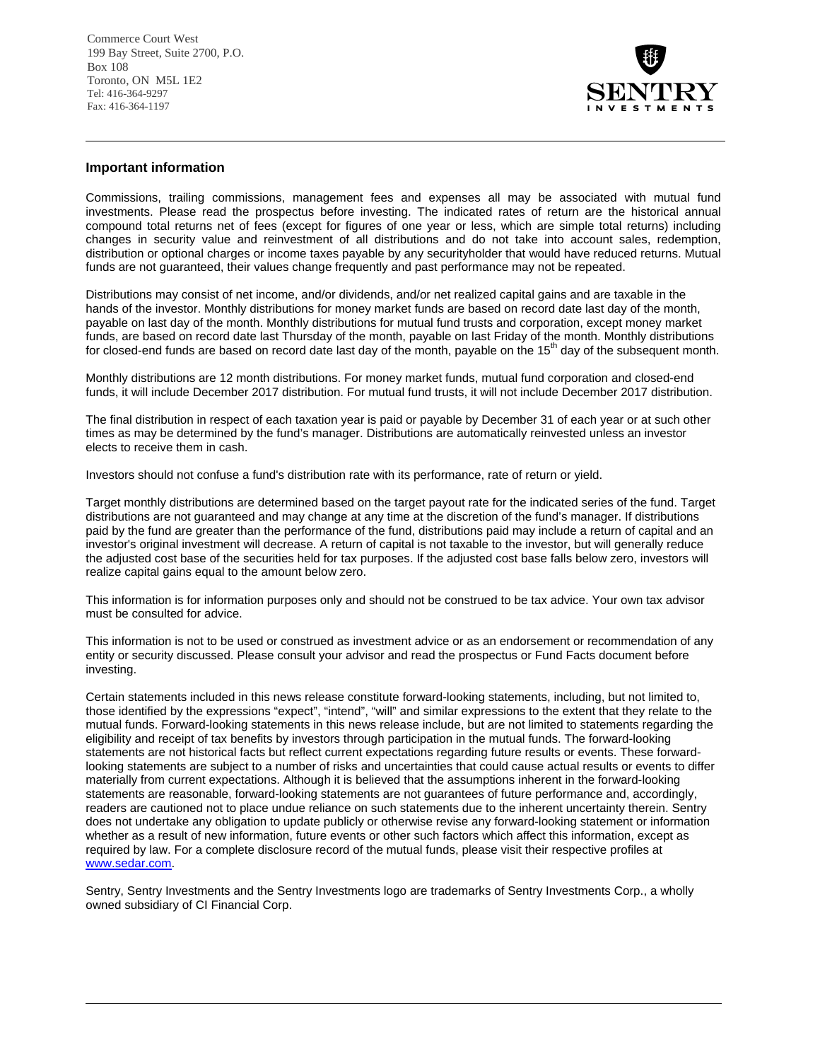Commerce Court West
199 Bay Street, Suite 2700, P.O. Box 108
Toronto, ON M5L 1E2
Tel: 416-364-9297
Fax: 416-364-1197

SENTRY INVESTMENTS

## Important information

Commissions, trailing commissions, management fees and expenses all may be associated with mutual fund investments. Please read the prospectus before investing. The indicated rates of return are the historical annual compound total returns net of fees (except for figures of one year or less, which are simple total returns) including changes in security value and reinvestment of all distributions and do not take into account sales, redemption, distribution or optional charges or income taxes payable by any securityholder that would have reduced returns. Mutual funds are not guaranteed, their values change frequently and past performance may not be repeated.

Distributions may consist of net income, and/or dividends, and/or net realized capital gains and are taxable in the hands of the investor. Monthly distributions for money market funds are based on record date last day of the month, payable on last day of the month. Monthly distributions for mutual fund trusts and corporation, except money market funds, are based on record date last Thursday of the month, payable on last Friday of the month. Monthly distributions for closed-end funds are based on record date last day of the month, payable on the 15th day of the subsequent month.

Monthly distributions are 12 month distributions. For money market funds, mutual fund corporation and closed-end funds, it will include December 2017 distribution. For mutual fund trusts, it will not include December 2017 distribution.

The final distribution in respect of each taxation year is paid or payable by December 31 of each year or at such other times as may be determined by the fund's manager. Distributions are automatically reinvested unless an investor elects to receive them in cash.

Investors should not confuse a fund's distribution rate with its performance, rate of return or yield.

Target monthly distributions are determined based on the target payout rate for the indicated series of the fund. Target distributions are not guaranteed and may change at any time at the discretion of the fund's manager. If distributions paid by the fund are greater than the performance of the fund, distributions paid may include a return of capital and an investor's original investment will decrease. A return of capital is not taxable to the investor, but will generally reduce the adjusted cost base of the securities held for tax purposes. If the adjusted cost base falls below zero, investors will realize capital gains equal to the amount below zero.

This information is for information purposes only and should not be construed to be tax advice. Your own tax advisor must be consulted for advice.

This information is not to be used or construed as investment advice or as an endorsement or recommendation of any entity or security discussed. Please consult your advisor and read the prospectus or Fund Facts document before investing.

Certain statements included in this news release constitute forward-looking statements, including, but not limited to, those identified by the expressions "expect", "intend", "will" and similar expressions to the extent that they relate to the mutual funds. Forward-looking statements in this news release include, but are not limited to statements regarding the eligibility and receipt of tax benefits by investors through participation in the mutual funds. The forward-looking statements are not historical facts but reflect current expectations regarding future results or events. These forward-looking statements are subject to a number of risks and uncertainties that could cause actual results or events to differ materially from current expectations. Although it is believed that the assumptions inherent in the forward-looking statements are reasonable, forward-looking statements are not guarantees of future performance and, accordingly, readers are cautioned not to place undue reliance on such statements due to the inherent uncertainty therein. Sentry does not undertake any obligation to update publicly or otherwise revise any forward-looking statement or information whether as a result of new information, future events or other such factors which affect this information, except as required by law. For a complete disclosure record of the mutual funds, please visit their respective profiles at www.sedar.com.

Sentry, Sentry Investments and the Sentry Investments logo are trademarks of Sentry Investments Corp., a wholly owned subsidiary of CI Financial Corp.